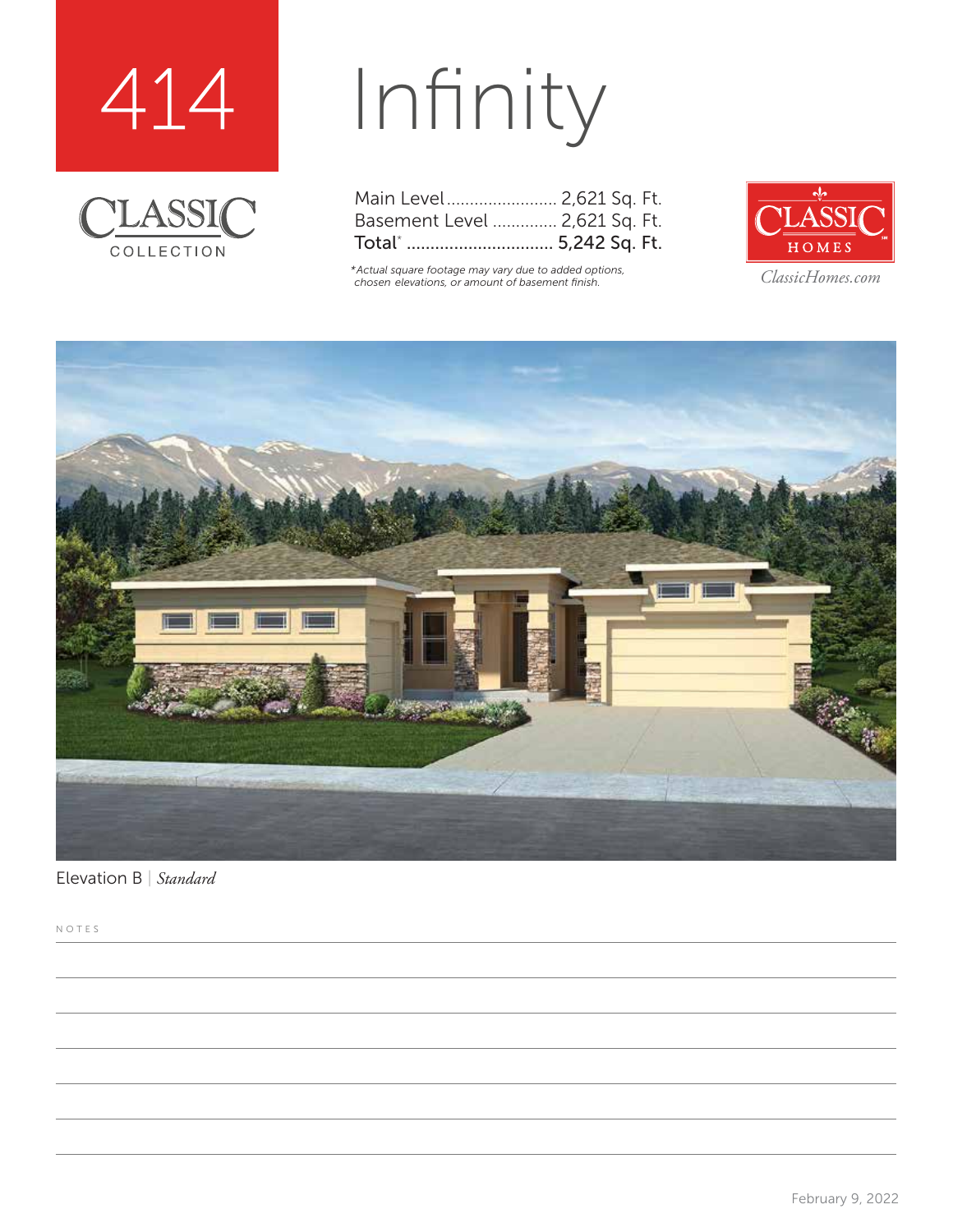# 414 Infinity

CLASSIC COLLECTION

| | |
|---|---|
| Main Level | 2,621 Sq. Ft. |
| Basement Level | 2,621 Sq. Ft. |
| **Total*** | **5,242 Sq. Ft.** |

*\*Actual square footage may vary due to added options, chosen elevations, or amount of basement finish.*

CLASSIC HOMES

*ClassicHomes.com*

Elevation B | *Standard*

NOTES

February 9, 2022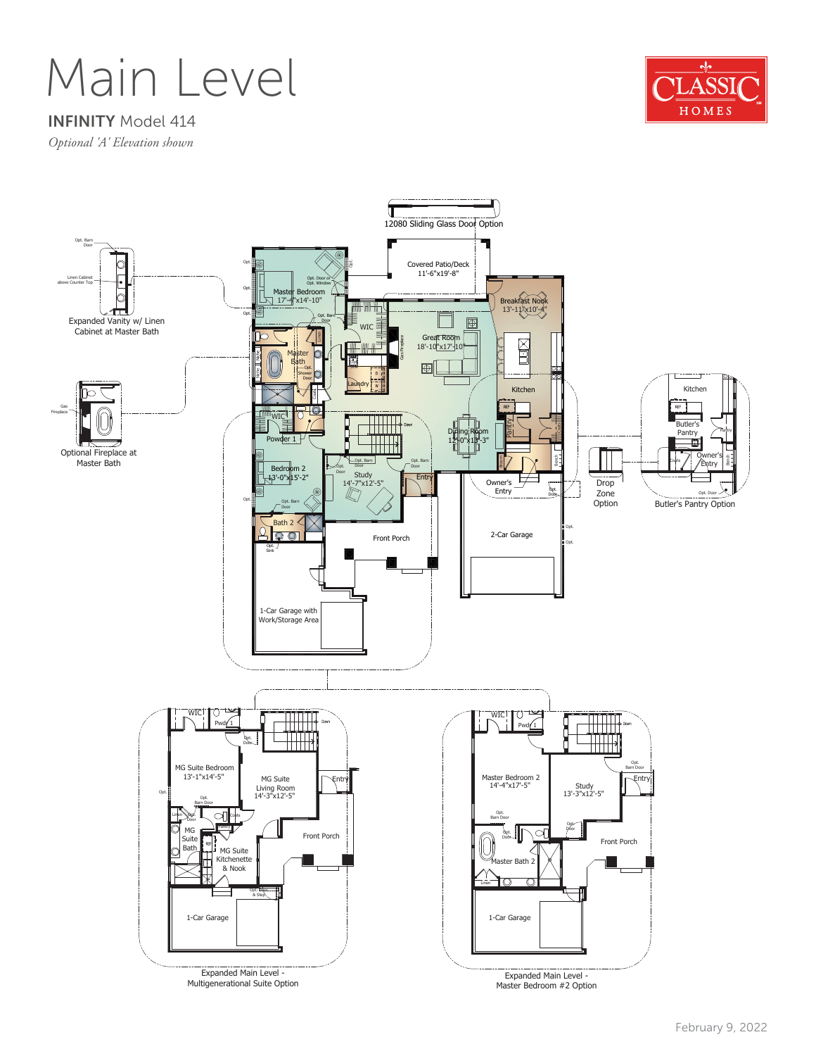# Main Level

**INFINITY** Model 414

*Optional 'A' Elevation shown*

CLASSIC HOMES

12080 Sliding Glass Door Option

Covered Patio/Deck 11'-6"x19'-8"

Master Bedroom 17'-4"x14'-10"

Breakfast Nook 13'-11"x10'-4"

Great Room 18'-10"x17'-10"

WIC

Laundry

Master Bath

Kitchen

WIC

Powder 1

Dining Room 12'-0"x13'-3"

Pantry

Bedroom 2 13'-0"x15'-2"

Study 14'-7"x12'-5"

Entry

Owner's Entry

Bath 2

Front Porch

2-Car Garage

1-Car Garage with Work/Storage Area

Expanded Vanity w/ Linen Cabinet at Master Bath

Optional Fireplace at Master Bath

Drop Zone Option

Kitchen

Butler's Pantry

Owner's Entry

Butler's Pantry Option

WIC

Pwdr 1

MG Suite Bedroom 13'-1"x14'-5"

MG Suite Living Room 14'-3"x12'-5"

Entry

MG Suite Bath

MG Suite Kitchenette & Nook

Front Porch

1-Car Garage

Expanded Main Level - Multigenerational Suite Option

WIC

Pwdr 1

Master Bedroom 2 14'-4"x17'-5"

Study 13'-3"x12'-5"

Entry

Master Bath 2

Front Porch

1-Car Garage

Expanded Main Level - Master Bedroom #2 Option

February 9, 2022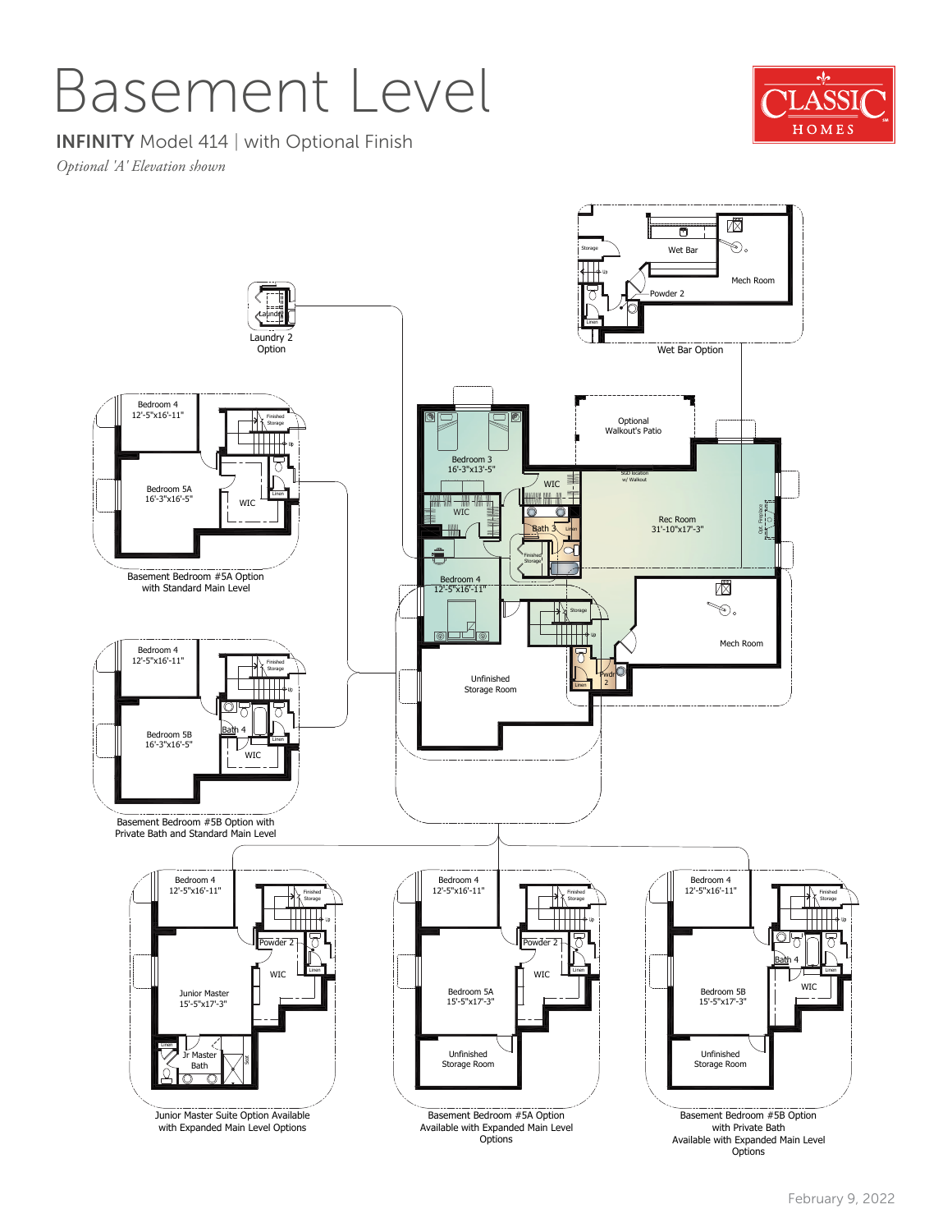# Basement Level

**INFINITY** Model 414 | with Optional Finish

*Optional 'A' Elevation shown*

CLASSIC HOMES

Laundry 2 Option

Wet Bar Option

Storage

Wet Bar

Mech Room

Powder 2

Linen

Up

Optional Walkout's Patio

Bedroom 3
16'-3"x13'-5"

WIC

WIC

Bath 3

Linen

Finished Storage

SGD location w/ Walkout

Rec Room
31'-10"x17'-3"

Opt. Fireplace

Bedroom 4
12'-5"x16'-11"

Storage

Up

Mech Room

Pwdr 2

Linen

Unfinished Storage Room

Basement Bedroom #5A Option with Standard Main Level

- Bedroom 4 12'-5"x16'-11"
- Bedroom 5A 16'-3"x16'-5"
- WIC
- Finished Storage
- Linen

Basement Bedroom #5B Option with Private Bath and Standard Main Level

- Bedroom 4 12'-5"x16'-11"
- Bedroom 5B 16'-3"x16'-5"
- Bath 4
- WIC
- Finished Storage
- Linen

Junior Master Suite Option Available with Expanded Main Level Options

- Bedroom 4 12'-5"x16'-11"
- Junior Master 15'-5"x17'-3"
- Powder 2
- WIC
- Jr Master Bath
- Finished Storage
- Linen

Basement Bedroom #5A Option Available with Expanded Main Level Options

- Bedroom 4 12'-5"x16'-11"
- Bedroom 5A 15'-5"x17'-3"
- Powder 2
- WIC
- Unfinished Storage Room
- Finished Storage
- Linen

Basement Bedroom #5B Option with Private Bath Available with Expanded Main Level Options

- Bedroom 4 12'-5"x16'-11"
- Bedroom 5B 15'-5"x17'-3"
- Bath 4
- WIC
- Unfinished Storage Room
- Finished Storage
- Linen

February 9, 2022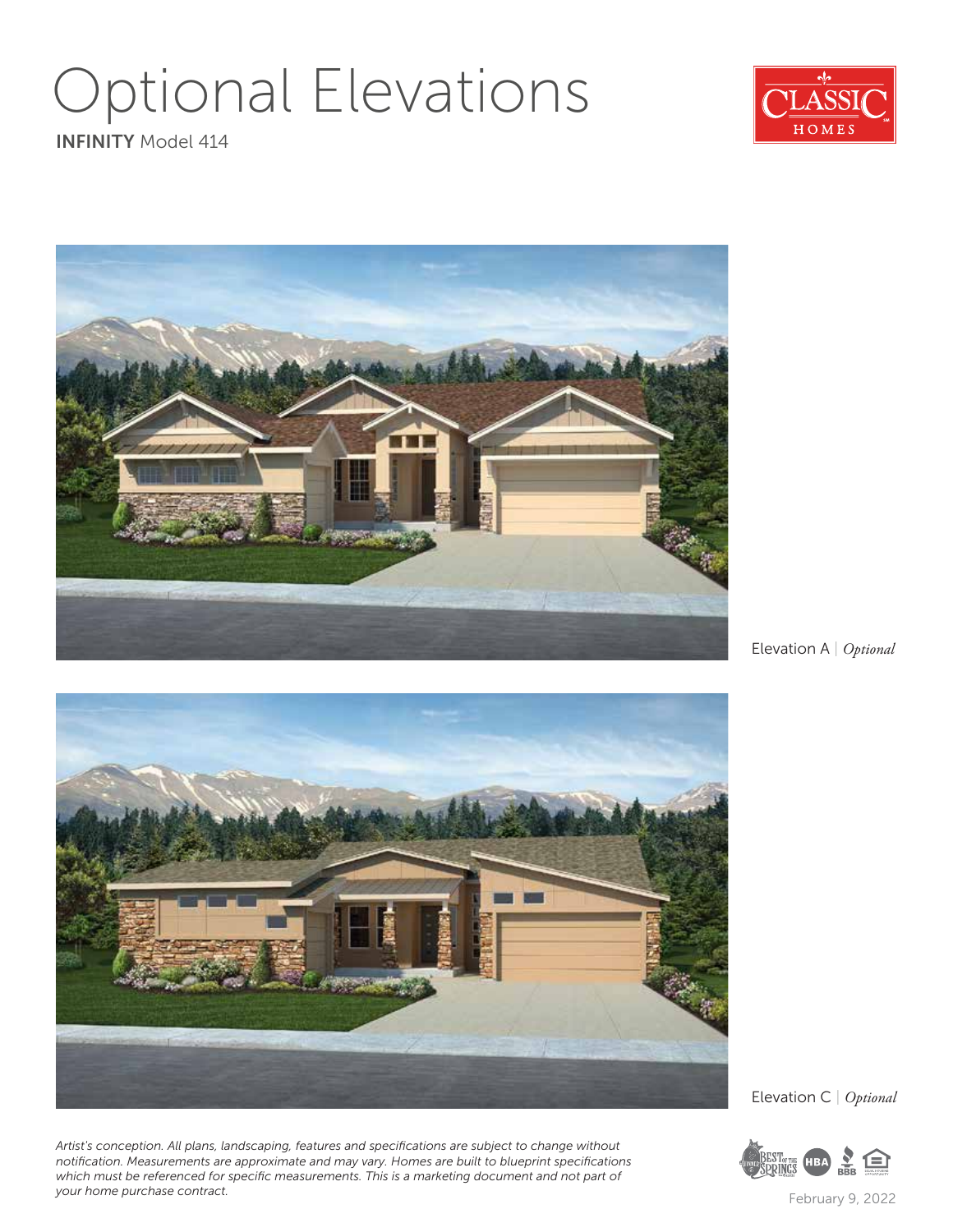# Optional Elevations

**INFINITY** Model 414

Elevation A | *Optional*

Elevation C | *Optional*

*Artist's conception. All plans, landscaping, features and specifications are subject to change without notification. Measurements are approximate and may vary. Homes are built to blueprint specifications which must be referenced for specific measurements. This is a marketing document and not part of your home purchase contract.*

February 9, 2022